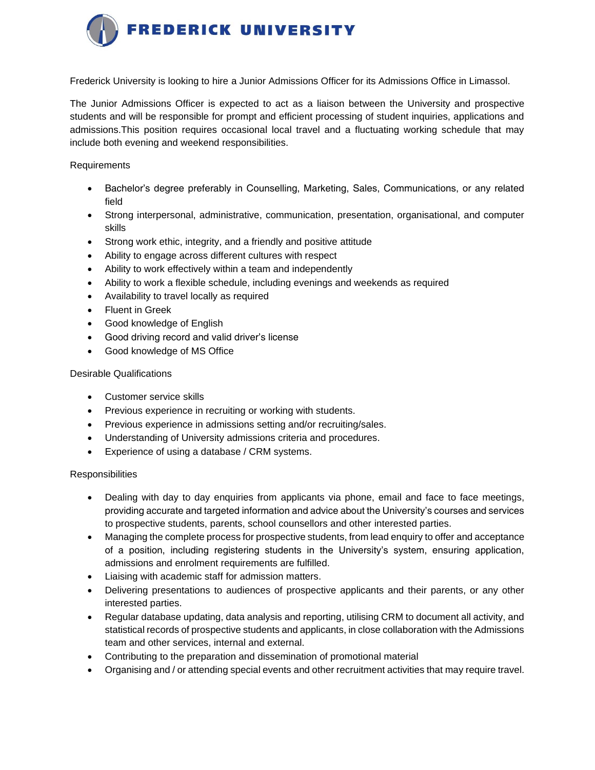# FREDERICK UNIVERSITY

Frederick University is looking to hire a Junior Admissions Officer for its Admissions Office in Limassol.

The Junior Admissions Officer is expected to act as a liaison between the University and prospective students and will be responsible for prompt and efficient processing of student inquiries, applications and admissions.This position requires occasional local travel and a fluctuating working schedule that may include both evening and weekend responsibilities.

Requirements

- Bachelor's degree preferably in Counselling, Marketing, Sales, Communications, or any related field
- Strong interpersonal, administrative, communication, presentation, organisational, and computer skills
- Strong work ethic, integrity, and a friendly and positive attitude
- Ability to engage across different cultures with respect
- Ability to work effectively within a team and independently
- Ability to work a flexible schedule, including evenings and weekends as required
- Availability to travel locally as required
- Fluent in Greek
- Good knowledge of English
- Good driving record and valid driver's license
- Good knowledge of MS Office

Desirable Qualifications

- Customer service skills
- Previous experience in recruiting or working with students.
- Previous experience in admissions setting and/or recruiting/sales.
- Understanding of University admissions criteria and procedures.
- Experience of using a database / CRM systems.

Responsibilities

- Dealing with day to day enquiries from applicants via phone, email and face to face meetings, providing accurate and targeted information and advice about the University's courses and services to prospective students, parents, school counsellors and other interested parties.
- Managing the complete process for prospective students, from lead enquiry to offer and acceptance of a position, including registering students in the University's system, ensuring application, admissions and enrolment requirements are fulfilled.
- Liaising with academic staff for admission matters.
- Delivering presentations to audiences of prospective applicants and their parents, or any other interested parties.
- Regular database updating, data analysis and reporting, utilising CRM to document all activity, and statistical records of prospective students and applicants, in close collaboration with the Admissions team and other services, internal and external.
- Contributing to the preparation and dissemination of promotional material
- Organising and / or attending special events and other recruitment activities that may require travel.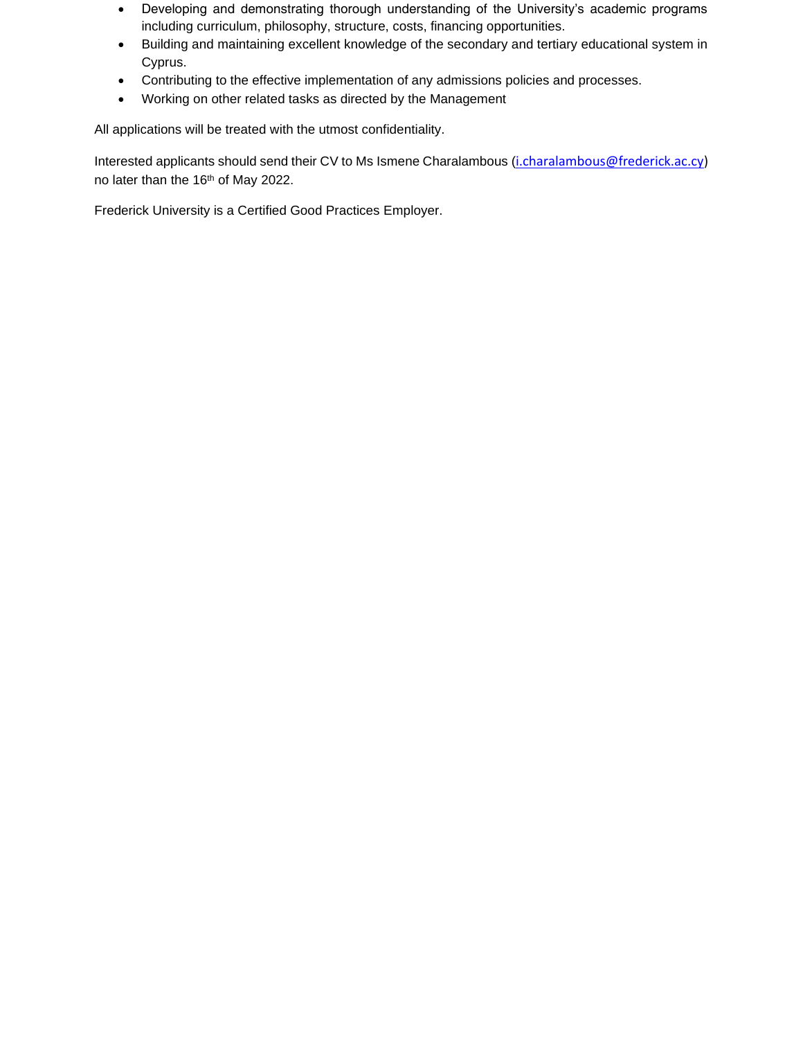- Developing and demonstrating thorough understanding of the University's academic programs including curriculum, philosophy, structure, costs, financing opportunities.
- Building and maintaining excellent knowledge of the secondary and tertiary educational system in Cyprus.
- Contributing to the effective implementation of any admissions policies and processes.
- Working on other related tasks as directed by the Management

All applications will be treated with the utmost confidentiality.

Interested applicants should send their CV to Ms Ismene Charalambous (i.charalambous@frederick.ac.cy) no later than the 16th of May 2022.

Frederick University is a Certified Good Practices Employer.